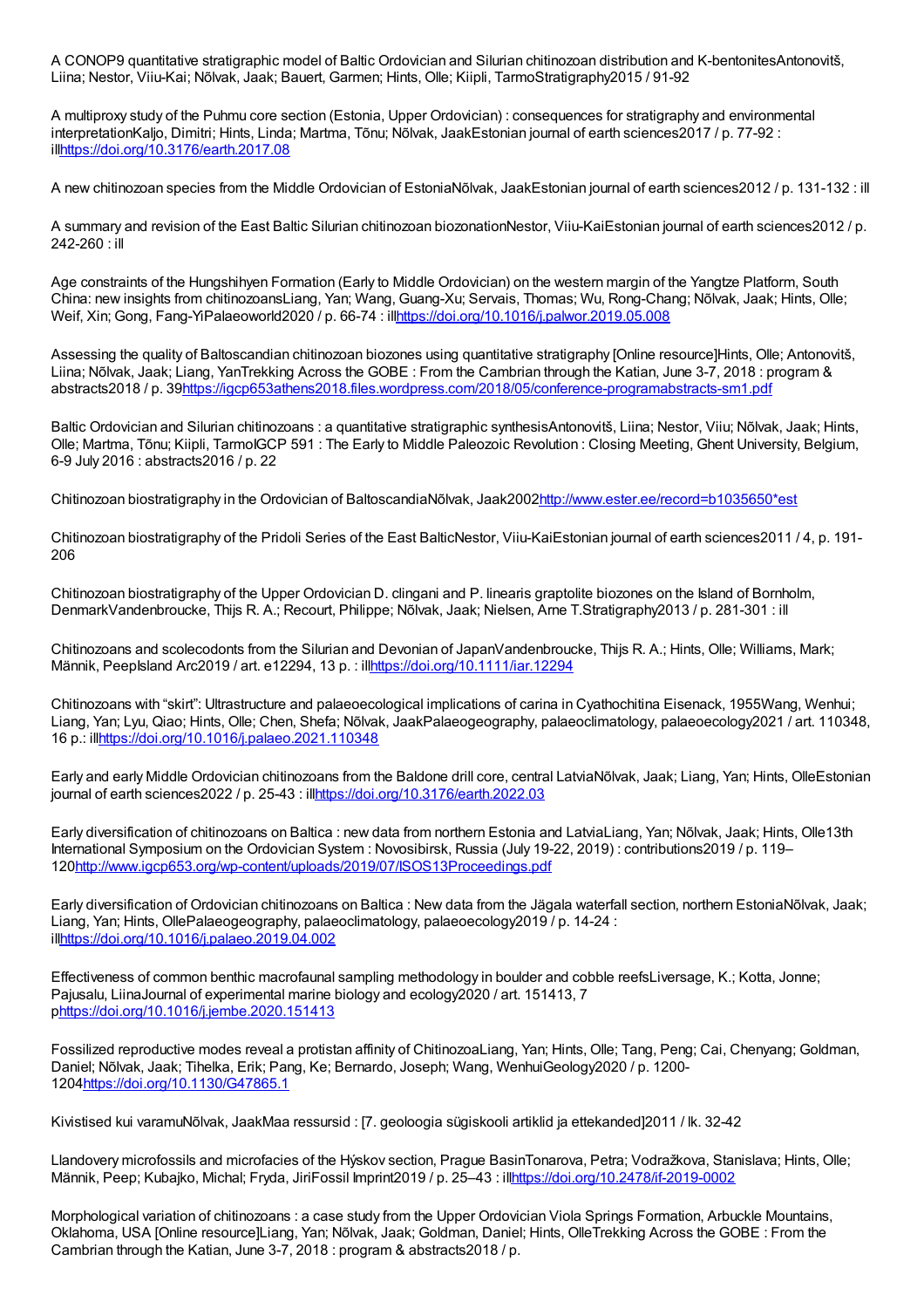A CONOP9 quantitative stratigraphic model of Baltic Ordovician and Silurian chitinozoan distribution and K-bentonitesAntonovitš, Liina; Nestor, Viiu-Kai; Nõlvak, Jaak; Bauert, Garmen; Hints, Olle; Kiipli, TarmoStratigraphy2015 / 91-92

A multiproxy study of the Puhmu core section (Estonia, Upper Ordovician) : consequences for stratigraphy and environmental interpretationKaljo, Dimitri; Hints, Linda; Martma, Tõnu; Nõlvak, JaakEstonian journal of earth sciences2017 / p. 77-92 : illhttps://doi.org/10.3176/earth.2017.08

A new chitinozoan species from the Middle Ordovician of EstoniaNõlvak, JaakEstonian journal of earth sciences2012 / p. 131-132 : ill

A summary and revision of the East Baltic Silurian chitinozoan biozonationNestor, Viiu-KaiEstonian journal of earth sciences2012 / p. 242-260 : ill

Age constraints of the Hungshihyen Formation (Early to Middle Ordovician) on the western margin of the Yangtze Platform, South China: new insights from chitinozoansLiang, Yan; Wang, Guang-Xu; Servais, Thomas; Wu, Rong-Chang; Nõlvak, Jaak; Hints, Olle; Weif, Xin; Gong, Fang-YiPalaeoworld2020 / p. 66-74 : illhttps://doi.org/10.1016/j.palwor.2019.05.008

Assessing the quality of Baltoscandian chitinozoan biozones using quantitative stratigraphy [Online resource]Hints, Olle; Antonovitš, Liina; Nõlvak, Jaak; Liang, YanTrekking Across the GOBE : From the Cambrian through the Katian, June 3-7, 2018 : program & abstracts2018 / p. 39https://igcp653athens2018.files.wordpress.com/2018/05/conference-programabstracts-sm1.pdf

Baltic Ordovician and Silurian chitinozoans : a quantitative stratigraphic synthesisAntonovitš, Liina; Nestor, Viiu; Nõlvak, Jaak; Hints, Olle; Martma, Tõnu; Kiipli, TarmoIGCP 591 : The Early to Middle Paleozoic Revolution : Closing Meeting, Ghent University, Belgium, 6-9 July 2016 : abstracts2016 / p. 22

Chitinozoan biostratigraphy in the Ordovician of BaltoscandiaNõlvak, Jaak2002http://www.ester.ee/record=b1035650*est

Chitinozoan biostratigraphy of the Pridoli Series of the East BalticNestor, Viiu-KaiEstonian journal of earth sciences2011 / 4, p. 191-206

Chitinozoan biostratigraphy of the Upper Ordovician D. clingani and P. linearis graptolite biozones on the Island of Bornholm, DenmarkVandenbroucke, Thijs R. A.; Recourt, Philippe; Nõlvak, Jaak; Nielsen, Arne T.Stratigraphy2013 / p. 281-301 : ill

Chitinozoans and scolecodonts from the Silurian and Devonian of JapanVandenbroucke, Thijs R. A.; Hints, Olle; Williams, Mark; Männik, PeepIsland Arc2019 / art. e12294, 13 p. : illhttps://doi.org/10.1111/iar.12294

Chitinozoans with “skirt”: Ultrastructure and palaeoecological implications of carina in Cyathochitina Eisenack, 1955Wang, Wenhui; Liang, Yan; Lyu, Qiao; Hints, Olle; Chen, Shefa; Nõlvak, JaakPalaeogeography, palaeoclimatology, palaeoecology2021 / art. 110348, 16 p.: illhttps://doi.org/10.1016/j.palaeo.2021.110348

Early and early Middle Ordovician chitinozoans from the Baldone drill core, central LatviaNõlvak, Jaak; Liang, Yan; Hints, OlleEstonian journal of earth sciences2022 / p. 25-43 : illhttps://doi.org/10.3176/earth.2022.03

Early diversification of chitinozoans on Baltica : new data from northern Estonia and LatviaLiang, Yan; Nõlvak, Jaak; Hints, Olle13th International Symposium on the Ordovician System : Novosibirsk, Russia (July 19-22, 2019) : contributions2019 / p. 119–120http://www.igcp653.org/wp-content/uploads/2019/07/ISOS13Proceedings.pdf

Early diversification of Ordovician chitinozoans on Baltica : New data from the Jägala waterfall section, northern EstoniaNõlvak, Jaak; Liang, Yan; Hints, OllePalaeogeography, palaeoclimatology, palaeoecology2019 / p. 14-24 : illhttps://doi.org/10.1016/j.palaeo.2019.04.002

Effectiveness of common benthic macrofaunal sampling methodology in boulder and cobble reefsLiversage, K.; Kotta, Jonne; Pajusalu, LiinaJournal of experimental marine biology and ecology2020 / art. 151413, 7 phttps://doi.org/10.1016/j.jembe.2020.151413

Fossilized reproductive modes reveal a protistan affinity of ChitinozoaLiang, Yan; Hints, Olle; Tang, Peng; Cai, Chenyang; Goldman, Daniel; Nõlvak, Jaak; Tihelka, Erik; Pang, Ke; Bernardo, Joseph; Wang, WenhuiGeology2020 / p. 1200-1204https://doi.org/10.1130/G47865.1

Kivistised kui varamuNõlvak, JaakMaa ressursid : [7. geoloogia sügiskooli artiklid ja ettekanded]2011 / lk. 32-42

Llandovery microfossils and microfacies of the Hýskov section, Prague BasinTonarova, Petra; Vodražkova, Stanislava; Hints, Olle; Männik, Peep; Kubajko, Michal; Fryda, JiriFossil Imprint2019 / p. 25–43 : illhttps://doi.org/10.2478/if-2019-0002

Morphological variation of chitinozoans : a case study from the Upper Ordovician Viola Springs Formation, Arbuckle Mountains, Oklahoma, USA [Online resource]Liang, Yan; Nõlvak, Jaak; Goldman, Daniel; Hints, OlleTrekking Across the GOBE : From the Cambrian through the Katian, June 3-7, 2018 : program & abstracts2018 / p.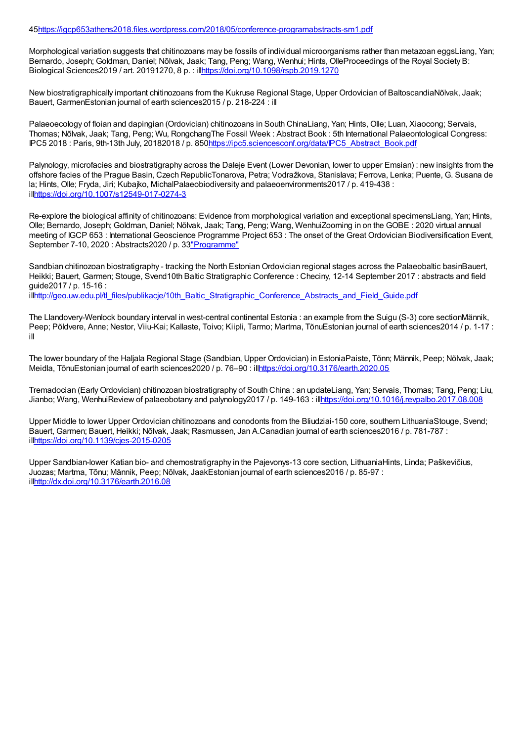45https://igcp653athens2018.files.wordpress.com/2018/05/conference-programabstracts-sm1.pdf

Morphological variation suggests that chitinozoans may be fossils of individual microorganisms rather than metazoan eggsLiang, Yan; Bernardo, Joseph; Goldman, Daniel; Nõlvak, Jaak; Tang, Peng; Wang, Wenhui; Hints, OlleProceedings of the Royal Society B: Biological Sciences2019 / art. 20191270, 8 p. : illhttps://doi.org/10.1098/rspb.2019.1270

New biostratigraphically important chitinozoans from the Kukruse Regional Stage, Upper Ordovician of BaltoscandiaNõlvak, Jaak; Bauert, GarmenEstonian journal of earth sciences2015 / p. 218-224 : ill

Palaeoecology of floian and dapingian (Ordovician) chitinozoans in South ChinaLiang, Yan; Hints, Olle; Luan, Xiaocong; Servais, Thomas; Nõlvak, Jaak; Tang, Peng; Wu, RongchangThe Fossil Week : Abstract Book : 5th International Palaeontological Congress: IPC5 2018 : Paris, 9th-13th July, 20182018 / p. 850https://ipc5.sciencesconf.org/data/IPC5_Abstract_Book.pdf

Palynology, microfacies and biostratigraphy across the Daleje Event (Lower Devonian, lower to upper Emsian) : new insights from the offshore facies of the Prague Basin, Czech RepublicTonarova, Petra; Vodražkova, Stanislava; Ferrova, Lenka; Puente, G. Susana de la; Hints, Olle; Fryda, Jiri; Kubajko, MichalPalaeobiodiversity and palaeoenvironments2017 / p. 419-438 : illhttps://doi.org/10.1007/s12549-017-0274-3

Re-explore the biological affinity of chitinozoans: Evidence from morphological variation and exceptional specimensLiang, Yan; Hints, Olle; Bernardo, Joseph; Goldman, Daniel; Nõlvak, Jaak; Tang, Peng; Wang, WenhuiZooming in on the GOBE : 2020 virtual annual meeting of IGCP 653 : International Geoscience Programme Project 653 : The onset of the Great Ordovician Biodiversification Event, September 7-10, 2020 : Abstracts2020 / p. 33"Programme"

Sandbian chitinozoan biostratigraphy - tracking the North Estonian Ordovician regional stages across the Palaeobaltic basinBauert, Heikki; Bauert, Garmen; Stouge, Svend10th Baltic Stratigraphic Conference : Checiny, 12-14 September 2017 : abstracts and field guide2017 / p. 15-16 : illhttp://geo.uw.edu.pl/tl_files/publikacje/10th_Baltic_Stratigraphic_Conference_Abstracts_and_Field_Guide.pdf

The Llandovery-Wenlock boundary interval in west-central continental Estonia : an example from the Suigu (S-3) core sectionMännik, Peep; Põldvere, Anne; Nestor, Viiu-Kai; Kallaste, Toivo; Kiipli, Tarmo; Martma, TõnuEstonian journal of earth sciences2014 / p. 1-17 : ill

The lower boundary of the Haljala Regional Stage (Sandbian, Upper Ordovician) in EstoniaPaiste, Tõnn; Männik, Peep; Nõlvak, Jaak; Meidla, TõnuEstonian journal of earth sciences2020 / p. 76–90 : illhttps://doi.org/10.3176/earth.2020.05

Tremadocian (Early Ordovician) chitinozoan biostratigraphy of South China : an updateLiang, Yan; Servais, Thomas; Tang, Peng; Liu, Jianbo; Wang, WenhuiReview of palaeobotany and palynology2017 / p. 149-163 : illhttps://doi.org/10.1016/j.revpalbo.2017.08.008

Upper Middle to lower Upper Ordovician chitinozoans and conodonts from the Bliudziai-150 core, southern LithuaniaStouge, Svend; Bauert, Garmen; Bauert, Heikki; Nõlvak, Jaak; Rasmussen, Jan A.Canadian journal of earth sciences2016 / p. 781-787 : illhttps://doi.org/10.1139/cjes-2015-0205

Upper Sandbian-lower Katian bio- and chemostratigraphy in the Pajevonys-13 core section, LithuaniaHints, Linda; Paškevičius, Juozas; Martma, Tõnu; Männik, Peep; Nõlvak, JaakEstonian journal of earth sciences2016 / p. 85-97 : illhttp://dx.doi.org/10.3176/earth.2016.08